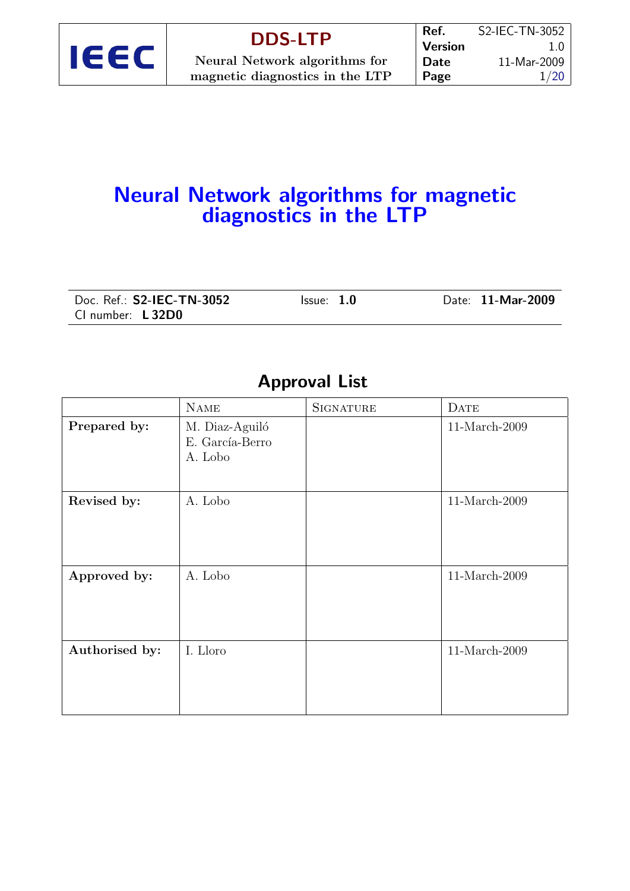# Neural Network algorithms for magnetic diagnostics in the LTP

Doc. Ref.: **S2-IEC-TN-3052** Issue: **1.0** Date: **11-Mar-2009**
CI number: **L 32D0**

## Approval List

| | Name | Signature | Date |
|---|---|---|---|
| **Prepared by:** | M. Diaz-Aguiló<br>E. García-Berro<br>A. Lobo | | 11-March-2009 |
| **Revised by:** | A. Lobo | | 11-March-2009 |
| **Approved by:** | A. Lobo | | 11-March-2009 |
| **Authorised by:** | I. Lloro | | 11-March-2009 |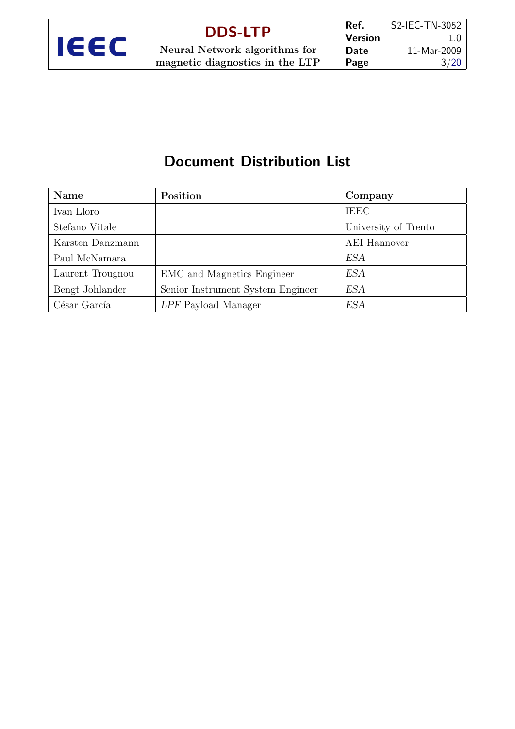# Document Distribution List

| Name | Position | Company |
|---|---|---|
| Ivan Lloro | | IEEC |
| Stefano Vitale | | University of Trento |
| Karsten Danzmann | | AEI Hannover |
| Paul McNamara | | *ESA* |
| Laurent Trougnou | EMC and Magnetics Engineer | *ESA* |
| Bengt Johlander | Senior Instrument System Engineer | *ESA* |
| César García | *LPF* Payload Manager | *ESA* |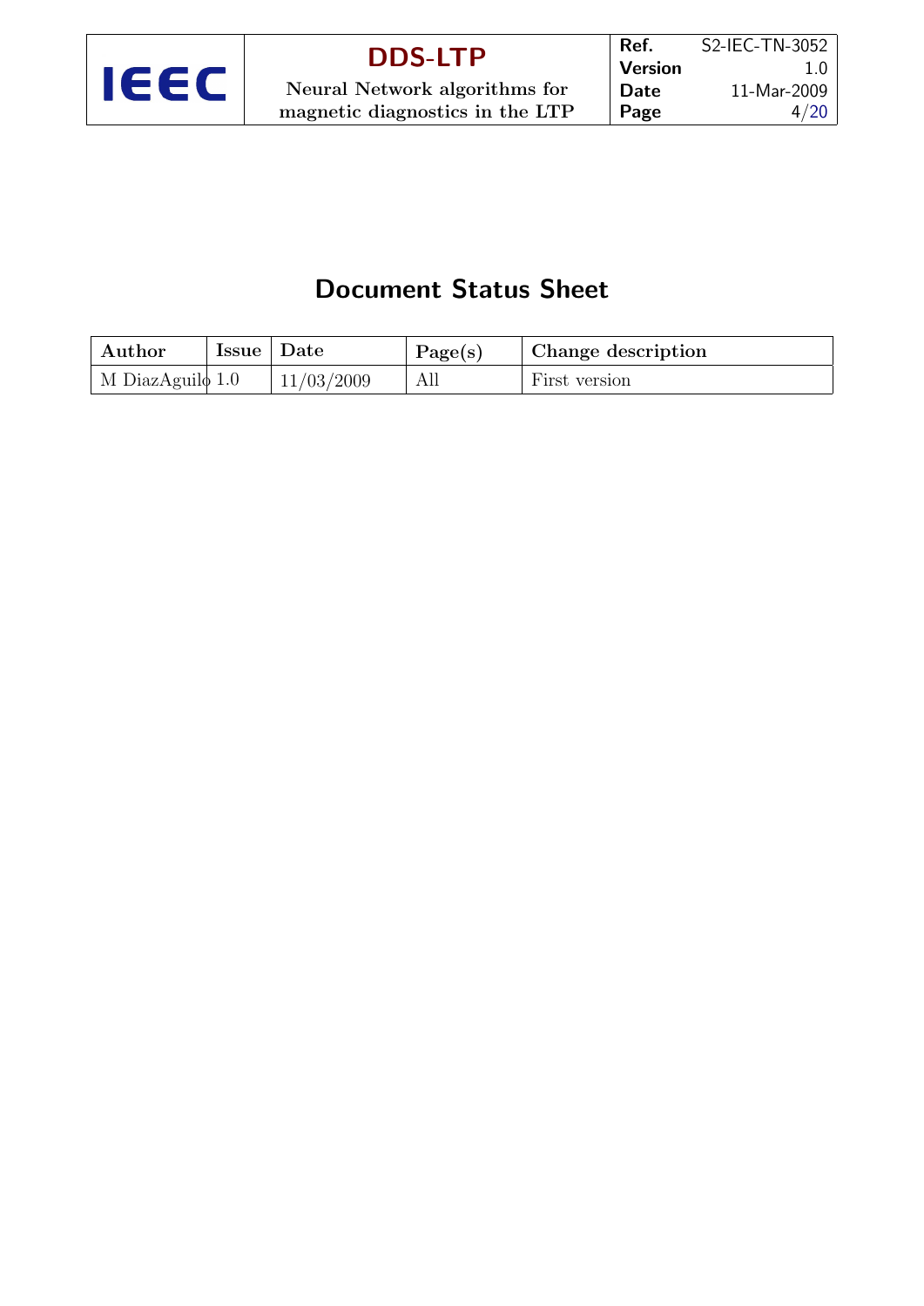# Document Status Sheet

| Author | Issue | Date | Page(s) | Change description |
| --- | --- | --- | --- | --- |
| M DiazAguilo | 1.0 | 11/03/2009 | All | First version |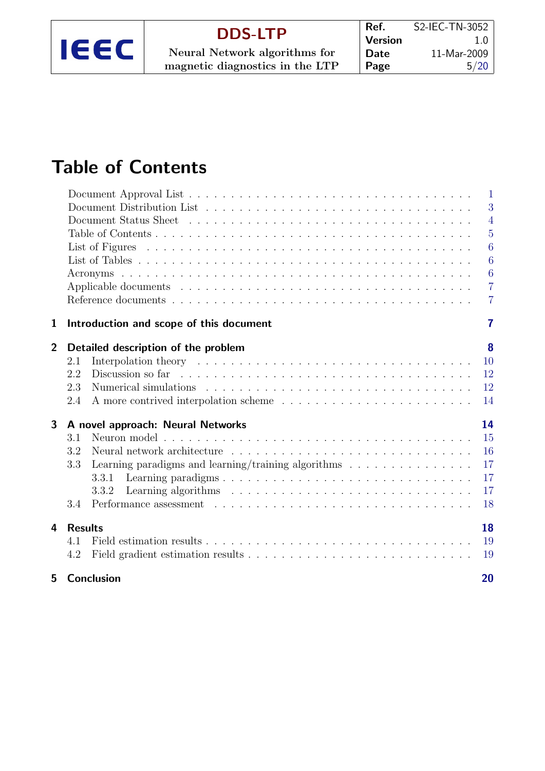# Table of Contents

Document Approval List . . . 1
Document Distribution List . . . 3
Document Status Sheet . . . 4
Table of Contents . . . 5
List of Figures . . . 6
List of Tables . . . 6
Acronyms . . . 6
Applicable documents . . . 7
Reference documents . . . 7

**1 Introduction and scope of this document** **7**

**2 Detailed description of the problem** **8**
- 2.1 Interpolation theory . . . 10
- 2.2 Discussion so far . . . 12
- 2.3 Numerical simulations . . . 12
- 2.4 A more contrived interpolation scheme . . . 14

**3 A novel approach: Neural Networks** **14**
- 3.1 Neuron model . . . 15
- 3.2 Neural network architecture . . . 16
- 3.3 Learning paradigms and learning/training algorithms . . . 17
  - 3.3.1 Learning paradigms . . . 17
  - 3.3.2 Learning algorithms . . . 17
- 3.4 Performance assessment . . . 18

**4 Results** **18**
- 4.1 Field estimation results . . . 19
- 4.2 Field gradient estimation results . . . 19

**5 Conclusion** **20**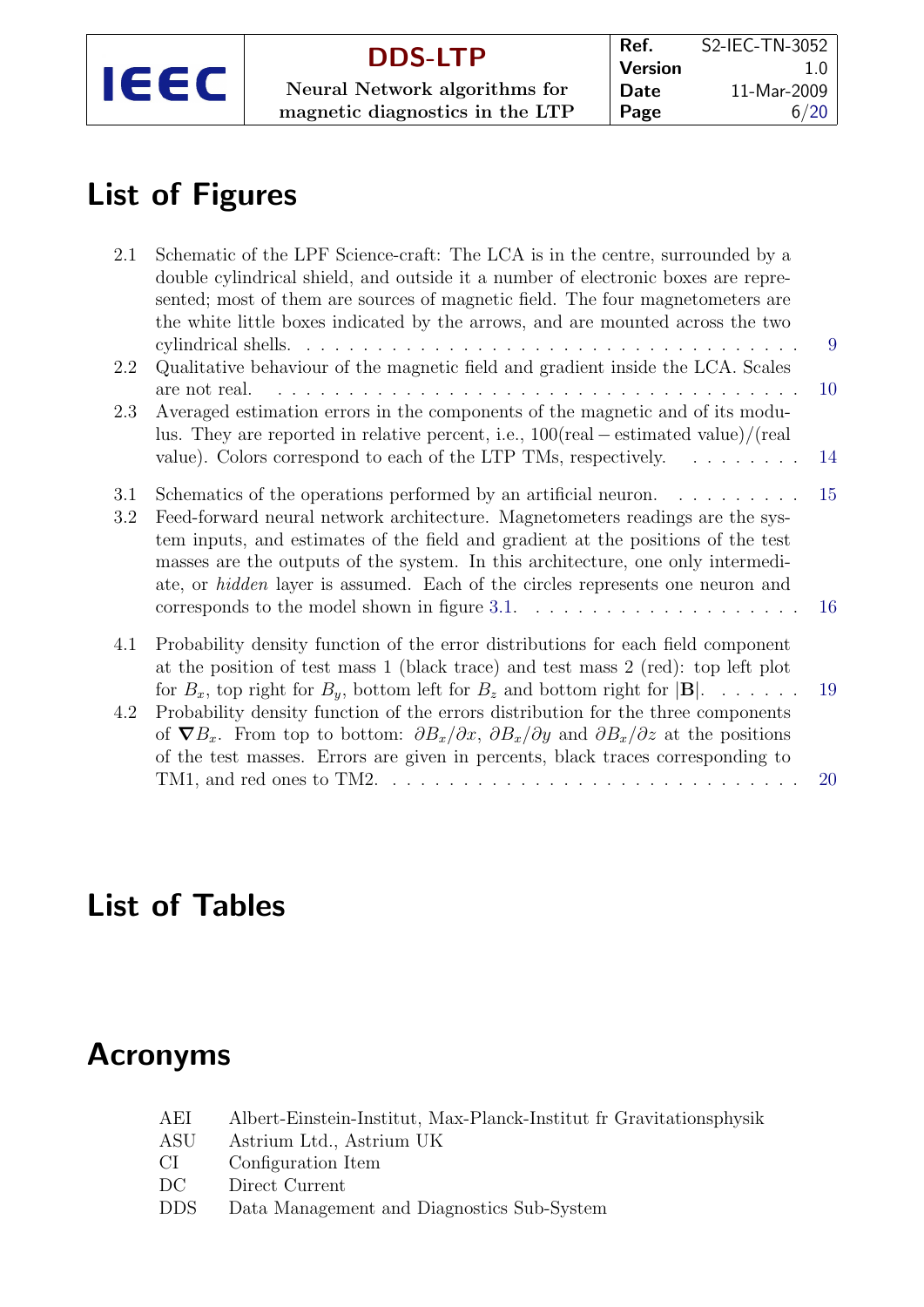# List of Figures

- 2.1 Schematic of the LPF Science-craft: The LCA is in the centre, surrounded by a double cylindrical shield, and outside it a number of electronic boxes are represented; most of them are sources of magnetic field. The four magnetometers are the white little boxes indicated by the arrows, and are mounted across the two cylindrical shells. . . . 9
- 2.2 Qualitative behaviour of the magnetic field and gradient inside the LCA. Scales are not real. . . . 10
- 2.3 Averaged estimation errors in the components of the magnetic and of its modulus. They are reported in relative percent, i.e., 100(real − estimated value)/(real value). Colors correspond to each of the LTP TMs, respectively. . . . 14
- 3.1 Schematics of the operations performed by an artificial neuron. . . . 15
- 3.2 Feed-forward neural network architecture. Magnetometers readings are the system inputs, and estimates of the field and gradient at the positions of the test masses are the outputs of the system. In this architecture, one only intermediate, or *hidden* layer is assumed. Each of the circles represents one neuron and corresponds to the model shown in figure 3.1. . . . 16
- 4.1 Probability density function of the error distributions for each field component at the position of test mass 1 (black trace) and test mass 2 (red): top left plot for $B_x$, top right for $B_y$, bottom left for $B_z$ and bottom right for $|\mathbf{B}|$. . . . 19
- 4.2 Probability density function of the errors distribution for the three components of $\boldsymbol{\nabla} B_x$. From top to bottom: $\partial B_x/\partial x$, $\partial B_x/\partial y$ and $\partial B_x/\partial z$ at the positions of the test masses. Errors are given in percents, black traces corresponding to TM1, and red ones to TM2. . . . 20

# List of Tables

# Acronyms

| | |
|---|---|
| AEI | Albert-Einstein-Institut, Max-Planck-Institut fr Gravitationsphysik |
| ASU | Astrium Ltd., Astrium UK |
| CI | Configuration Item |
| DC | Direct Current |
| DDS | Data Management and Diagnostics Sub-System |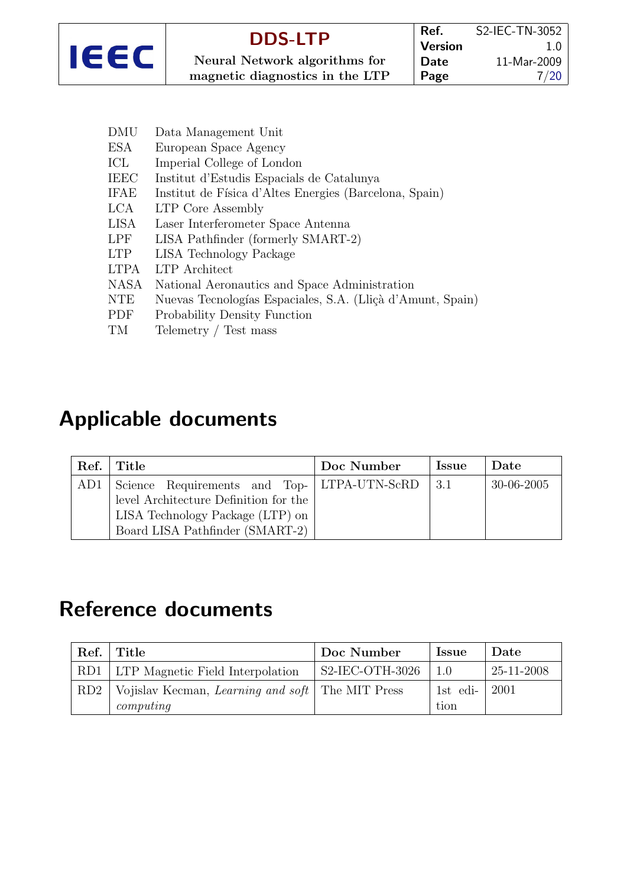| | |
|---|---|
| DMU | Data Management Unit |
| ESA | European Space Agency |
| ICL | Imperial College of London |
| IEEC | Institut d'Estudis Espacials de Catalunya |
| IFAE | Institut de Física d'Altes Energies (Barcelona, Spain) |
| LCA | LTP Core Assembly |
| LISA | Laser Interferometer Space Antenna |
| LPF | LISA Pathfinder (formerly SMART-2) |
| LTP | LISA Technology Package |
| LTPA | LTP Architect |
| NASA | National Aeronautics and Space Administration |
| NTE | Nuevas Tecnologías Espaciales, S.A. (Lliçà d'Amunt, Spain) |
| PDF | Probability Density Function |
| TM | Telemetry / Test mass |

# Applicable documents

| Ref. | Title | Doc Number | Issue | Date |
|---|---|---|---|---|
| AD1 | Science Requirements and Top-level Architecture Definition for the LISA Technology Package (LTP) on Board LISA Pathfinder (SMART-2) | LTPA-UTN-ScRD | 3.1 | 30-06-2005 |

# Reference documents

| Ref. | Title | Doc Number | Issue | Date |
|---|---|---|---|---|
| RD1 | LTP Magnetic Field Interpolation | S2-IEC-OTH-3026 | 1.0 | 25-11-2008 |
| RD2 | Vojislav Kecman, *Learning and soft computing* | The MIT Press | 1st edition | 2001 |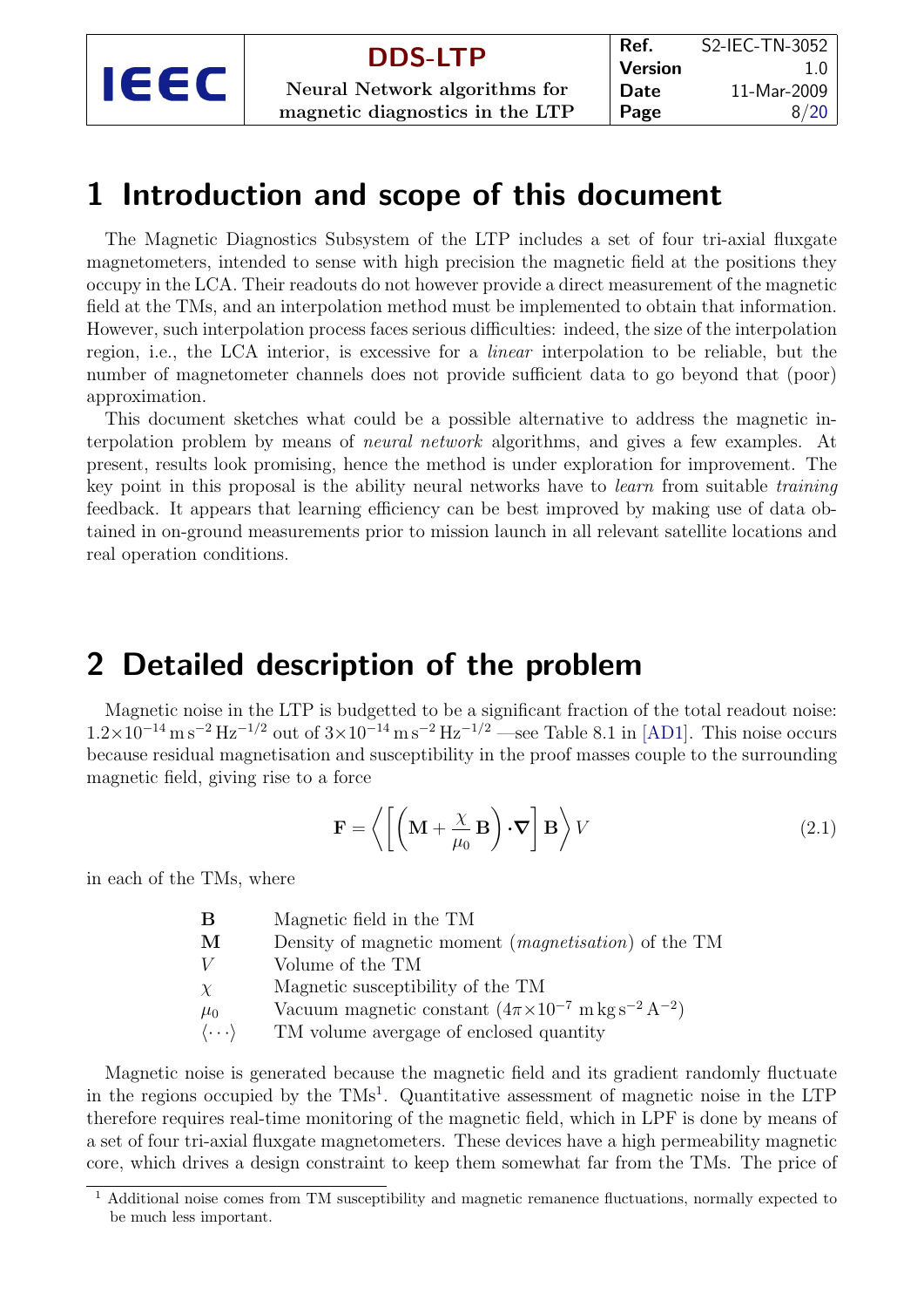# 1 Introduction and scope of this document

The Magnetic Diagnostics Subsystem of the LTP includes a set of four tri-axial fluxgate magnetometers, intended to sense with high precision the magnetic field at the positions they occupy in the LCA. Their readouts do not however provide a direct measurement of the magnetic field at the TMs, and an interpolation method must be implemented to obtain that information. However, such interpolation process faces serious difficulties: indeed, the size of the interpolation region, i.e., the LCA interior, is excessive for a *linear* interpolation to be reliable, but the number of magnetometer channels does not provide sufficient data to go beyond that (poor) approximation.

This document sketches what could be a possible alternative to address the magnetic interpolation problem by means of *neural network* algorithms, and gives a few examples. At present, results look promising, hence the method is under exploration for improvement. The key point in this proposal is the ability neural networks have to *learn* from suitable *training* feedback. It appears that learning efficiency can be best improved by making use of data obtained in on-ground measurements prior to mission launch in all relevant satellite locations and real operation conditions.

# 2 Detailed description of the problem

Magnetic noise in the LTP is budgetted to be a significant fraction of the total readout noise: $1.2\times10^{-14}\,\mathrm{m\,s^{-2}\,Hz^{-1/2}}$ out of $3\times10^{-14}\,\mathrm{m\,s^{-2}\,Hz^{-1/2}}$ —see Table 8.1 in [AD1]. This noise occurs because residual magnetisation and susceptibility in the proof masses couple to the surrounding magnetic field, giving rise to a force

$$\mathbf{F} = \left\langle \left[ \left( \mathbf{M} + \frac{\chi}{\mu_0}\,\mathbf{B} \right) \cdot \boldsymbol{\nabla} \right] \mathbf{B} \right\rangle V \tag{2.1}$$

in each of the TMs, where

| | |
|---|---|
| $\mathbf{B}$ | Magnetic field in the TM |
| $\mathbf{M}$ | Density of magnetic moment (*magnetisation*) of the TM |
| $V$ | Volume of the TM |
| $\chi$ | Magnetic susceptibility of the TM |
| $\mu_0$ | Vacuum magnetic constant ($4\pi\times10^{-7}\ \mathrm{m\,kg\,s^{-2}\,A^{-2}}$) |
| $\langle\cdots\rangle$ | TM volume avergage of enclosed quantity |

Magnetic noise is generated because the magnetic field and its gradient randomly fluctuate in the regions occupied by the TMs[1]. Quantitative assessment of magnetic noise in the LTP therefore requires real-time monitoring of the magnetic field, which in LPF is done by means of a set of four tri-axial fluxgate magnetometers. These devices have a high permeability magnetic core, which drives a design constraint to keep them somewhat far from the TMs. The price of

[1] Additional noise comes from TM susceptibility and magnetic remanence fluctuations, normally expected to be much less important.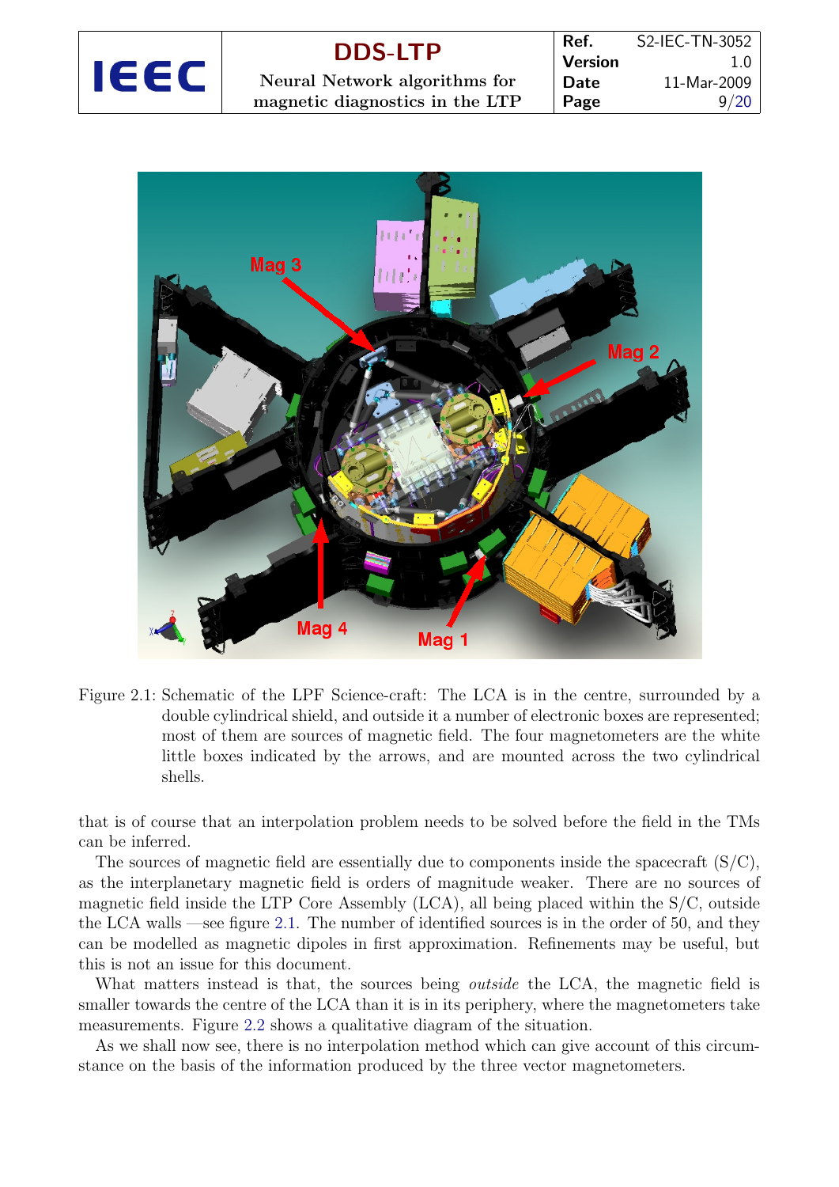Figure 2.1: Schematic of the LPF Science-craft: The LCA is in the centre, surrounded by a double cylindrical shield, and outside it a number of electronic boxes are represented; most of them are sources of magnetic field. The four magnetometers are the white little boxes indicated by the arrows, and are mounted across the two cylindrical shells.

that is of course that an interpolation problem needs to be solved before the field in the TMs can be inferred.

The sources of magnetic field are essentially due to components inside the spacecraft (S/C), as the interplanetary magnetic field is orders of magnitude weaker. There are no sources of magnetic field inside the LTP Core Assembly (LCA), all being placed within the S/C, outside the LCA walls —see figure 2.1. The number of identified sources is in the order of 50, and they can be modelled as magnetic dipoles in first approximation. Refinements may be useful, but this is not an issue for this document.

What matters instead is that, the sources being *outside* the LCA, the magnetic field is smaller towards the centre of the LCA than it is in its periphery, where the magnetometers take measurements. Figure 2.2 shows a qualitative diagram of the situation.

As we shall now see, there is no interpolation method which can give account of this circumstance on the basis of the information produced by the three vector magnetometers.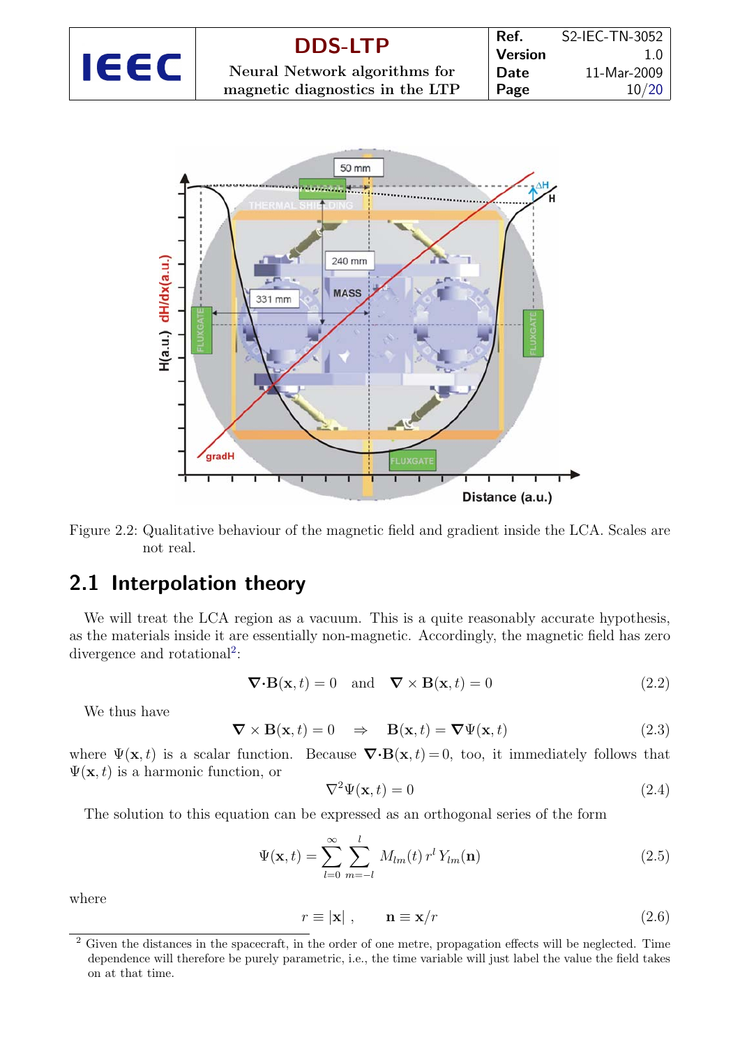Figure 2.2: Qualitative behaviour of the magnetic field and gradient inside the LCA. Scales are not real.

## 2.1 Interpolation theory

We will treat the LCA region as a vacuum. This is a quite reasonably accurate hypothesis, as the materials inside it are essentially non-magnetic. Accordingly, the magnetic field has zero divergence and rotational[2]:

$$\nabla\cdot\mathbf{B}(\mathbf{x},t) = 0 \quad \text{and} \quad \nabla\times\mathbf{B}(\mathbf{x},t) = 0 \tag{2.2}$$

We thus have

$$\nabla\times\mathbf{B}(\mathbf{x},t) = 0 \quad \Rightarrow \quad \mathbf{B}(\mathbf{x},t) = \nabla\Psi(\mathbf{x},t) \tag{2.3}$$

where $\Psi(\mathbf{x},t)$ is a scalar function. Because $\nabla\cdot\mathbf{B}(\mathbf{x},t)=0$, too, it immediately follows that $\Psi(\mathbf{x},t)$ is a harmonic function, or

$$\nabla^2\Psi(\mathbf{x},t) = 0 \tag{2.4}$$

The solution to this equation can be expressed as an orthogonal series of the form

$$\Psi(\mathbf{x},t) = \sum_{l=0}^{\infty}\sum_{m=-l}^{l} M_{lm}(t)\, r^l\, Y_{lm}(\mathbf{n}) \tag{2.5}$$

where

$$r \equiv |\mathbf{x}|\ , \qquad \mathbf{n} \equiv \mathbf{x}/r \tag{2.6}$$

[2] Given the distances in the spacecraft, in the order of one metre, propagation effects will be neglected. Time dependence will therefore be purely parametric, i.e., the time variable will just label the value the field takes on at that time.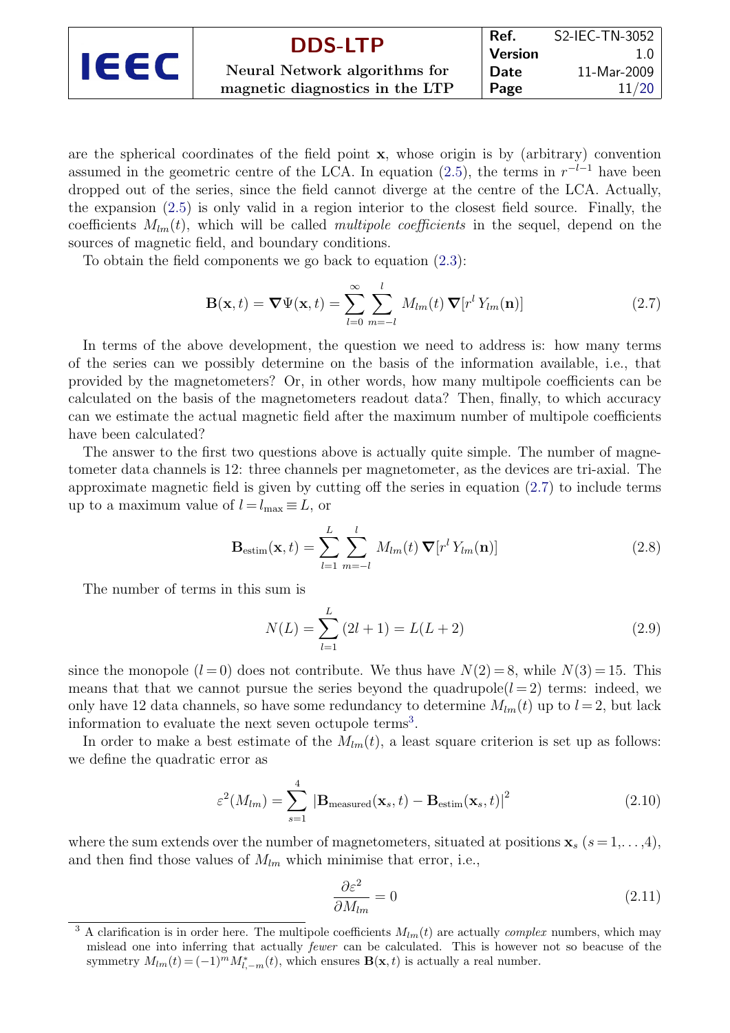are the spherical coordinates of the field point $\mathbf{x}$, whose origin is by (arbitrary) convention assumed in the geometric centre of the LCA. In equation (2.5), the terms in $r^{-l-1}$ have been dropped out of the series, since the field cannot diverge at the centre of the LCA. Actually, the expansion (2.5) is only valid in a region interior to the closest field source. Finally, the coefficients $M_{lm}(t)$, which will be called *multipole coefficients* in the sequel, depend on the sources of magnetic field, and boundary conditions.

To obtain the field components we go back to equation (2.3):

$$\mathbf{B}(\mathbf{x},t) = \boldsymbol{\nabla}\Psi(\mathbf{x},t) = \sum_{l=0}^{\infty}\sum_{m=-l}^{l} M_{lm}(t)\,\boldsymbol{\nabla}[r^l\,Y_{lm}(\mathbf{n})] \tag{2.7}$$

In terms of the above development, the question we need to address is: how many terms of the series can we possibly determine on the basis of the information available, i.e., that provided by the magnetometers? Or, in other words, how many multipole coefficients can be calculated on the basis of the magnetometers readout data? Then, finally, to which accuracy can we estimate the actual magnetic field after the maximum number of multipole coefficients have been calculated?

The answer to the first two questions above is actually quite simple. The number of magnetometer data channels is 12: three channels per magnetometer, as the devices are tri-axial. The approximate magnetic field is given by cutting off the series in equation (2.7) to include terms up to a maximum value of $l = l_{\rm max} \equiv L$, or

$$\mathbf{B}_{\rm estim}(\mathbf{x},t) = \sum_{l=1}^{L}\sum_{m=-l}^{l} M_{lm}(t)\,\boldsymbol{\nabla}[r^l\,Y_{lm}(\mathbf{n})] \tag{2.8}$$

The number of terms in this sum is

$$N(L) = \sum_{l=1}^{L}(2l+1) = L(L+2) \tag{2.9}$$

since the monopole ($l=0$) does not contribute. We thus have $N(2)=8$, while $N(3)=15$. This means that that we cannot pursue the series beyond the quadrupole($l=2$) terms: indeed, we only have 12 data channels, so have some redundancy to determine $M_{lm}(t)$ up to $l=2$, but lack information to evaluate the next seven octupole terms[3].

In order to make a best estimate of the $M_{lm}(t)$, a least square criterion is set up as follows: we define the quadratic error as

$$\varepsilon^2(M_{lm}) = \sum_{s=1}^{4}\left|\mathbf{B}_{\rm measured}(\mathbf{x}_s,t) - \mathbf{B}_{\rm estim}(\mathbf{x}_s,t)\right|^2 \tag{2.10}$$

where the sum extends over the number of magnetometers, situated at positions $\mathbf{x}_s$ ($s=1,\ldots,4$), and then find those values of $M_{lm}$ which minimise that error, i.e.,

$$\frac{\partial\varepsilon^2}{\partial M_{lm}} = 0 \tag{2.11}$$

[3] A clarification is in order here. The multipole coefficients $M_{lm}(t)$ are actually *complex* numbers, which may mislead one into inferring that actually *fewer* can be calculated. This is however not so beacuse of the symmetry $M_{lm}(t) = (-1)^m M^*_{l,-m}(t)$, which ensures $\mathbf{B}(\mathbf{x},t)$ is actually a real number.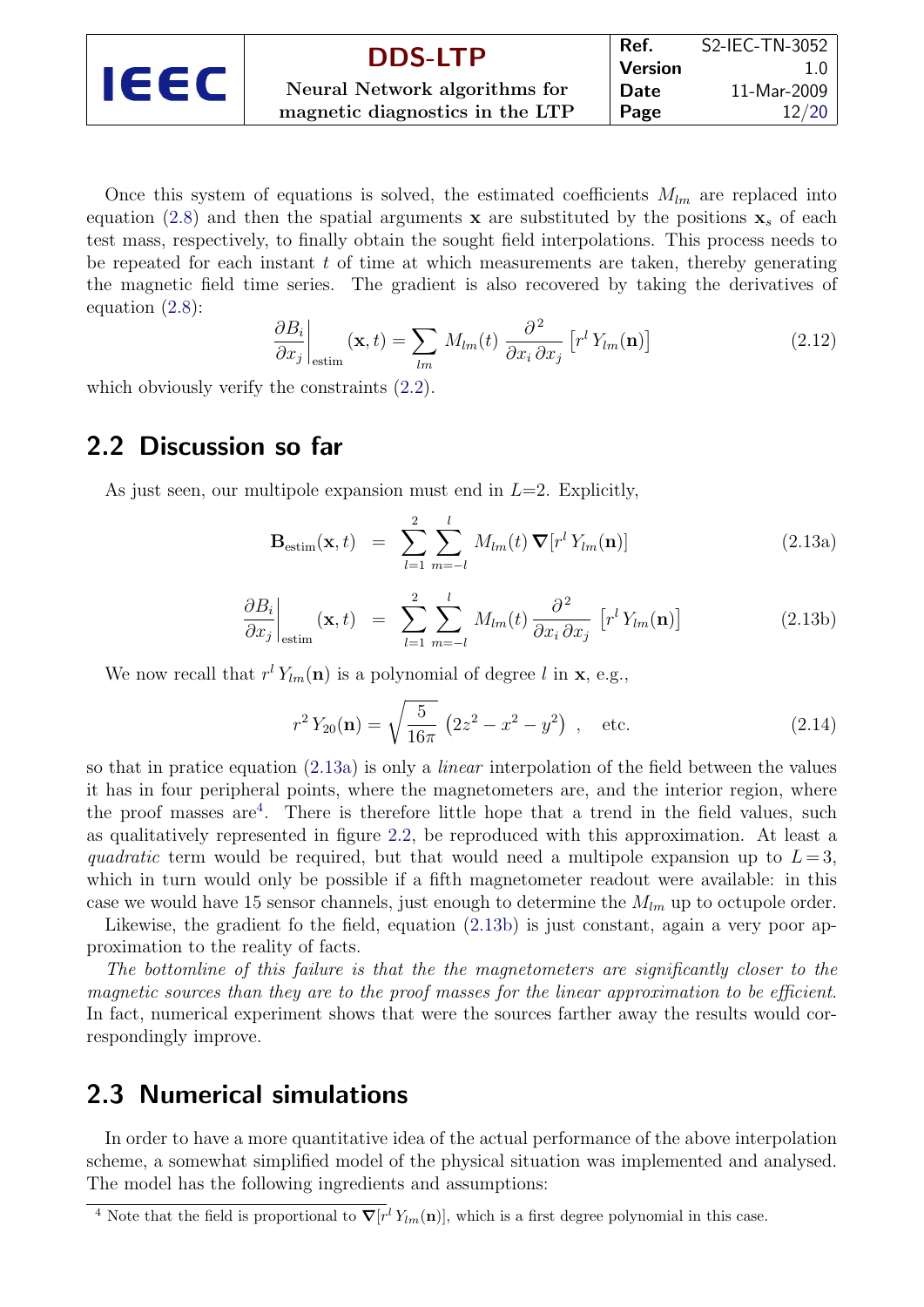Once this system of equations is solved, the estimated coefficients $M_{lm}$ are replaced into equation (2.8) and then the spatial arguments $\mathbf{x}$ are substituted by the positions $\mathbf{x}_s$ of each test mass, respectively, to finally obtain the sought field interpolations. This process needs to be repeated for each instant $t$ of time at which measurements are taken, thereby generating the magnetic field time series. The gradient is also recovered by taking the derivatives of equation (2.8):

$$\left.\frac{\partial B_i}{\partial x_j}\right|_{\rm estim}(\mathbf{x},t) = \sum_{lm} M_{lm}(t)\,\frac{\partial^2}{\partial x_i\,\partial x_j}\left[r^l\,Y_{lm}(\mathbf{n})\right] \tag{2.12}$$

which obviously verify the constraints (2.2).

## 2.2 Discussion so far

As just seen, our multipole expansion must end in $L$=2. Explicitly,

$$\mathbf{B}_{\rm estim}(\mathbf{x},t) = \sum_{l=1}^{2}\sum_{m=-l}^{l} M_{lm}(t)\,\boldsymbol{\nabla}[r^l\,Y_{lm}(\mathbf{n})] \tag{2.13a}$$

$$\left.\frac{\partial B_i}{\partial x_j}\right|_{\rm estim}(\mathbf{x},t) = \sum_{l=1}^{2}\sum_{m=-l}^{l} M_{lm}(t)\,\frac{\partial^2}{\partial x_i\,\partial x_j}\left[r^l\,Y_{lm}(\mathbf{n})\right] \tag{2.13b}$$

We now recall that $r^l\,Y_{lm}(\mathbf{n})$ is a polynomial of degree $l$ in $\mathbf{x}$, e.g.,

$$r^2\,Y_{20}(\mathbf{n}) = \sqrt{\frac{5}{16\pi}}\,\left(2z^2-x^2-y^2\right)\ ,\quad \text{etc.} \tag{2.14}$$

so that in pratice equation (2.13a) is only a *linear* interpolation of the field between the values it has in four peripheral points, where the magnetometers are, and the interior region, where the proof masses are[4]. There is therefore little hope that a trend in the field values, such as qualitatively represented in figure 2.2, be reproduced with this approximation. At least a *quadratic* term would be required, but that would need a multipole expansion up to $L=3$, which in turn would only be possible if a fifth magnetometer readout were available: in this case we would have 15 sensor channels, just enough to determine the $M_{lm}$ up to octupole order.

Likewise, the gradient fo the field, equation (2.13b) is just constant, again a very poor approximation to the reality of facts.

*The bottomline of this failure is that the the magnetometers are significantly closer to the magnetic sources than they are to the proof masses for the linear approximation to be efficient.* In fact, numerical experiment shows that were the sources farther away the results would correspondingly improve.

## 2.3 Numerical simulations

In order to have a more quantitative idea of the actual performance of the above interpolation scheme, a somewhat simplified model of the physical situation was implemented and analysed. The model has the following ingredients and assumptions:

---

[4] Note that the field is proportional to $\boldsymbol{\nabla}[r^l\,Y_{lm}(\mathbf{n})]$, which is a first degree polynomial in this case.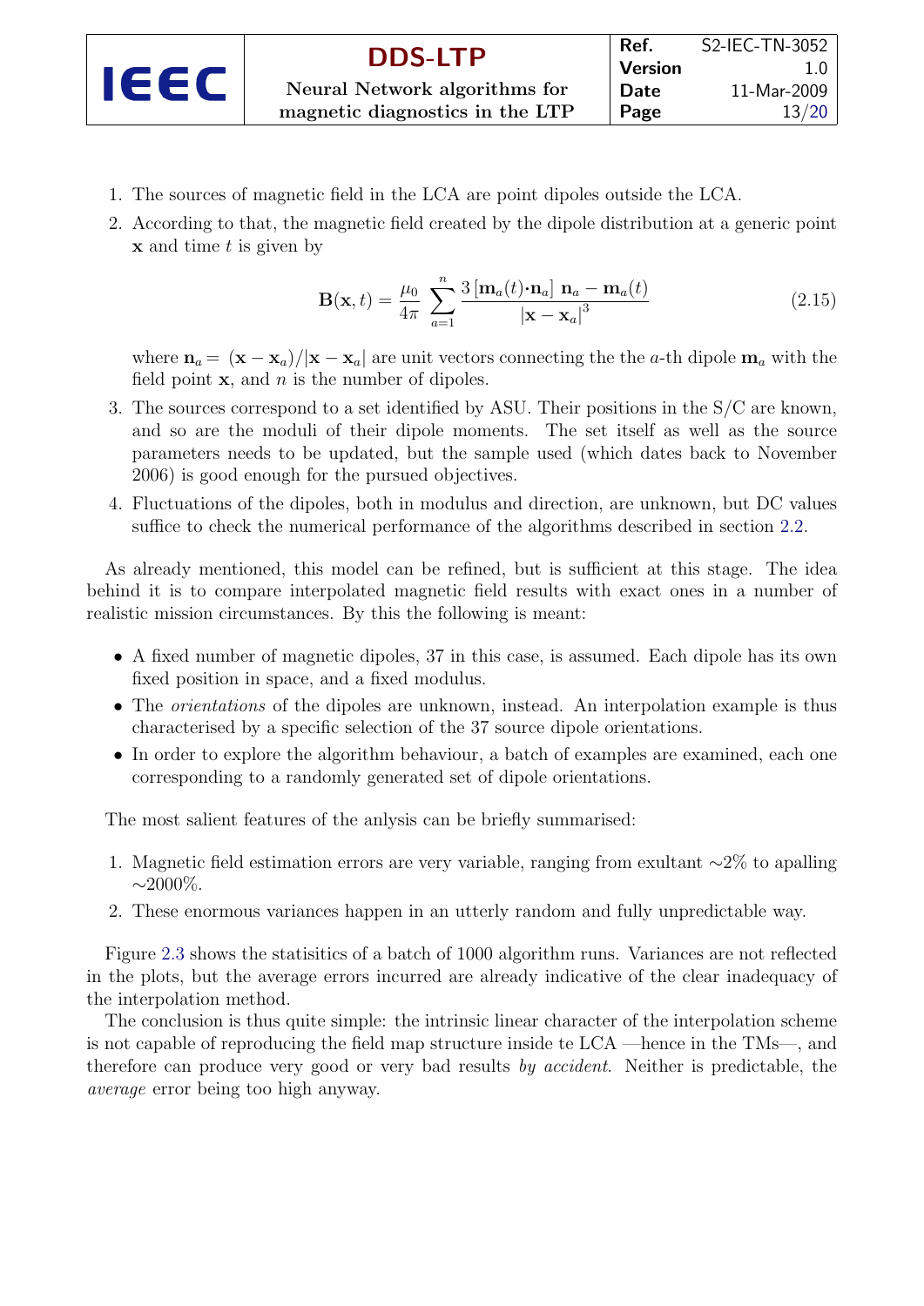1. The sources of magnetic field in the LCA are point dipoles outside the LCA.
2. According to that, the magnetic field created by the dipole distribution at a generic point $\mathbf{x}$ and time $t$ is given by

$$\mathbf{B}(\mathbf{x},t) = \frac{\mu_0}{4\pi}\,\sum_{a=1}^{n}\frac{3\left[\mathbf{m}_a(t)\cdot\mathbf{n}_a\right]\,\mathbf{n}_a - \mathbf{m}_a(t)}{\left|\mathbf{x}-\mathbf{x}_a\right|^3} \tag{2.15}$$

   where $\mathbf{n}_a = (\mathbf{x}-\mathbf{x}_a)/|\mathbf{x}-\mathbf{x}_a|$ are unit vectors connecting the the $a$-th dipole $\mathbf{m}_a$ with the field point $\mathbf{x}$, and $n$ is the number of dipoles.
3. The sources correspond to a set identified by ASU. Their positions in the S/C are known, and so are the moduli of their dipole moments. The set itself as well as the source parameters needs to be updated, but the sample used (which dates back to November 2006) is good enough for the pursued objectives.
4. Fluctuations of the dipoles, both in modulus and direction, are unknown, but DC values suffice to check the numerical performance of the algorithms described in section 2.2.

As already mentioned, this model can be refined, but is sufficient at this stage. The idea behind it is to compare interpolated magnetic field results with exact ones in a number of realistic mission circumstances. By this the following is meant:

- A fixed number of magnetic dipoles, 37 in this case, is assumed. Each dipole has its own fixed position in space, and a fixed modulus.
- The *orientations* of the dipoles are unknown, instead. An interpolation example is thus characterised by a specific selection of the 37 source dipole orientations.
- In order to explore the algorithm behaviour, a batch of examples are examined, each one corresponding to a randomly generated set of dipole orientations.

The most salient features of the anlysis can be briefly summarised:

1. Magnetic field estimation errors are very variable, ranging from exultant $\sim$2% to apalling $\sim$2000%.
2. These enormous variances happen in an utterly random and fully unpredictable way.

Figure 2.3 shows the statisitics of a batch of 1000 algorithm runs. Variances are not reflected in the plots, but the average errors incurred are already indicative of the clear inadequacy of the interpolation method.

The conclusion is thus quite simple: the intrinsic linear character of the interpolation scheme is not capable of reproducing the field map structure inside te LCA —hence in the TMs—, and therefore can produce very good or very bad results *by accident*. Neither is predictable, the *average* error being too high anyway.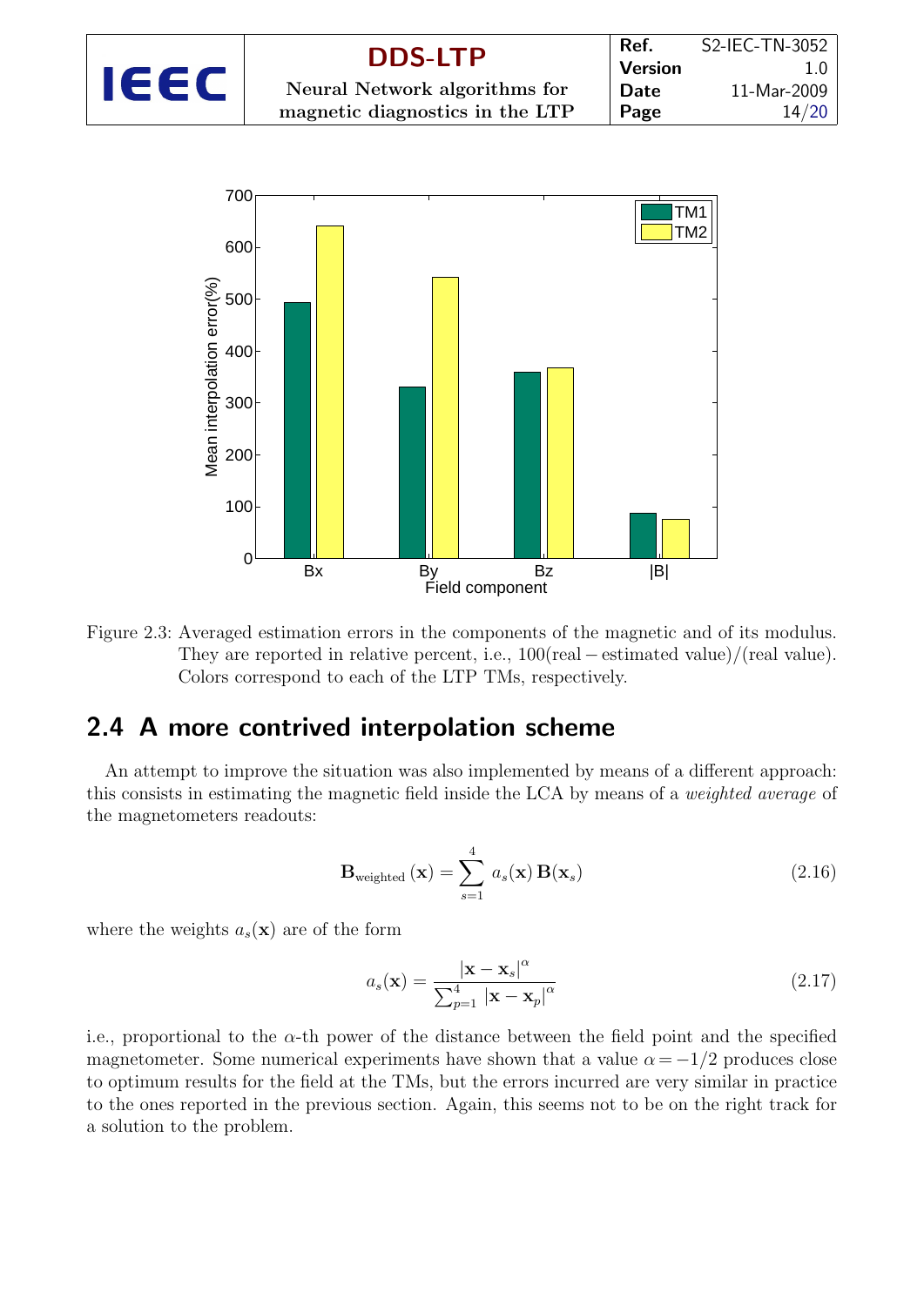Figure 2.3: Averaged estimation errors in the components of the magnetic and of its modulus. They are reported in relative percent, i.e., 100(real − estimated value)/(real value). Colors correspond to each of the LTP TMs, respectively.

## 2.4 A more contrived interpolation scheme

An attempt to improve the situation was also implemented by means of a different approach: this consists in estimating the magnetic field inside the LCA by means of a *weighted average* of the magnetometers readouts:

$$\mathbf{B}_{\text{weighted}}(\mathbf{x}) = \sum_{s=1}^{4} a_s(\mathbf{x})\,\mathbf{B}(\mathbf{x}_s) \tag{2.16}$$

where the weights $a_s(\mathbf{x})$ are of the form

$$a_s(\mathbf{x}) = \frac{|\mathbf{x} - \mathbf{x}_s|^{\alpha}}{\sum_{p=1}^{4} |\mathbf{x} - \mathbf{x}_p|^{\alpha}} \tag{2.17}$$

i.e., proportional to the $\alpha$-th power of the distance between the field point and the specified magnetometer. Some numerical experiments have shown that a value $\alpha = -1/2$ produces close to optimum results for the field at the TMs, but the errors incurred are very similar in practice to the ones reported in the previous section. Again, this seems not to be on the right track for a solution to the problem.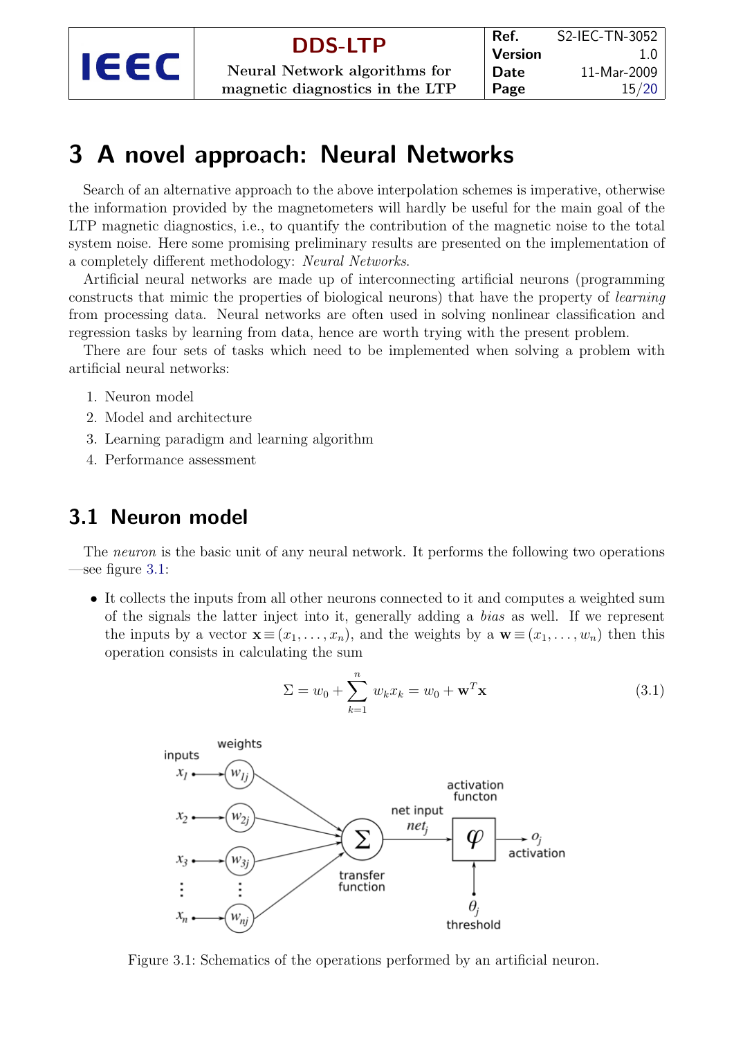# 3 A novel approach: Neural Networks

Search of an alternative approach to the above interpolation schemes is imperative, otherwise the information provided by the magnetometers will hardly be useful for the main goal of the LTP magnetic diagnostics, i.e., to quantify the contribution of the magnetic noise to the total system noise. Here some promising preliminary results are presented on the implementation of a completely different methodology: *Neural Networks*.

Artificial neural networks are made up of interconnecting artificial neurons (programming constructs that mimic the properties of biological neurons) that have the property of *learning* from processing data. Neural networks are often used in solving nonlinear classification and regression tasks by learning from data, hence are worth trying with the present problem.

There are four sets of tasks which need to be implemented when solving a problem with artificial neural networks:

1. Neuron model
2. Model and architecture
3. Learning paradigm and learning algorithm
4. Performance assessment

## 3.1 Neuron model

The *neuron* is the basic unit of any neural network. It performs the following two operations —see figure 3.1:

- It collects the inputs from all other neurons connected to it and computes a weighted sum of the signals the latter inject into it, generally adding a *bias* as well. If we represent the inputs by a vector $\mathbf{x} \equiv (x_1, \ldots, x_n)$, and the weights by a $\mathbf{w} \equiv (x_1, \ldots, w_n)$ then this operation consists in calculating the sum

$$\Sigma = w_0 + \sum_{k=1}^{n} w_k x_k = w_0 + \mathbf{w}^T \mathbf{x} \tag{3.1}$$

Figure 3.1: Schematics of the operations performed by an artificial neuron.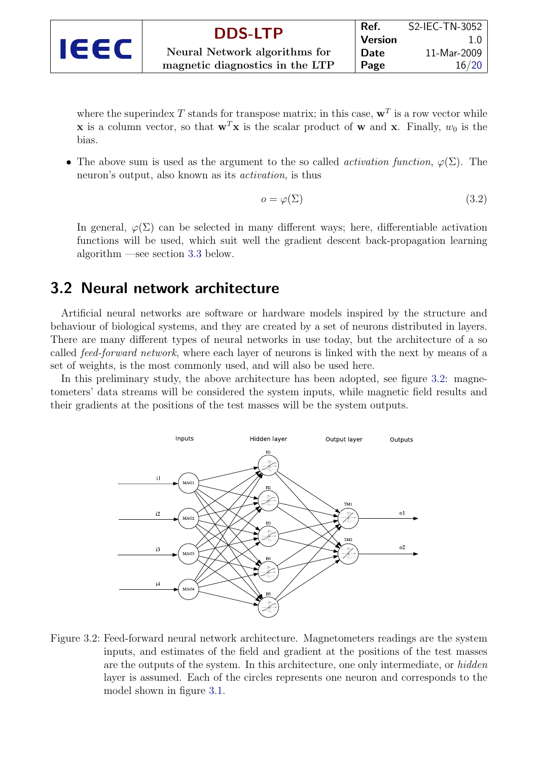where the superindex $T$ stands for transpose matrix; in this case, $\mathbf{w}^T$ is a row vector while $\mathbf{x}$ is a column vector, so that $\mathbf{w}^T\mathbf{x}$ is the scalar product of $\mathbf{w}$ and $\mathbf{x}$. Finally, $w_0$ is the bias.

- The above sum is used as the argument to the so called *activation function*, $\varphi(\Sigma)$. The neuron's output, also known as its *activation*, is thus

$$o = \varphi(\Sigma) \tag{3.2}$$

In general, $\varphi(\Sigma)$ can be selected in many different ways; here, differentiable activation functions will be used, which suit well the gradient descent back-propagation learning algorithm —see section 3.3 below.

## 3.2 Neural network architecture

Artificial neural networks are software or hardware models inspired by the structure and behaviour of biological systems, and they are created by a set of neurons distributed in layers. There are many different types of neural networks in use today, but the architecture of a so called *feed-forward network*, where each layer of neurons is linked with the next by means of a set of weights, is the most commonly used, and will also be used here.

In this preliminary study, the above architecture has been adopted, see figure 3.2: magnetometers' data streams will be considered the system inputs, while magnetic field results and their gradients at the positions of the test masses will be the system outputs.

Figure 3.2: Feed-forward neural network architecture. Magnetometers readings are the system inputs, and estimates of the field and gradient at the positions of the test masses are the outputs of the system. In this architecture, one only intermediate, or *hidden* layer is assumed. Each of the circles represents one neuron and corresponds to the model shown in figure 3.1.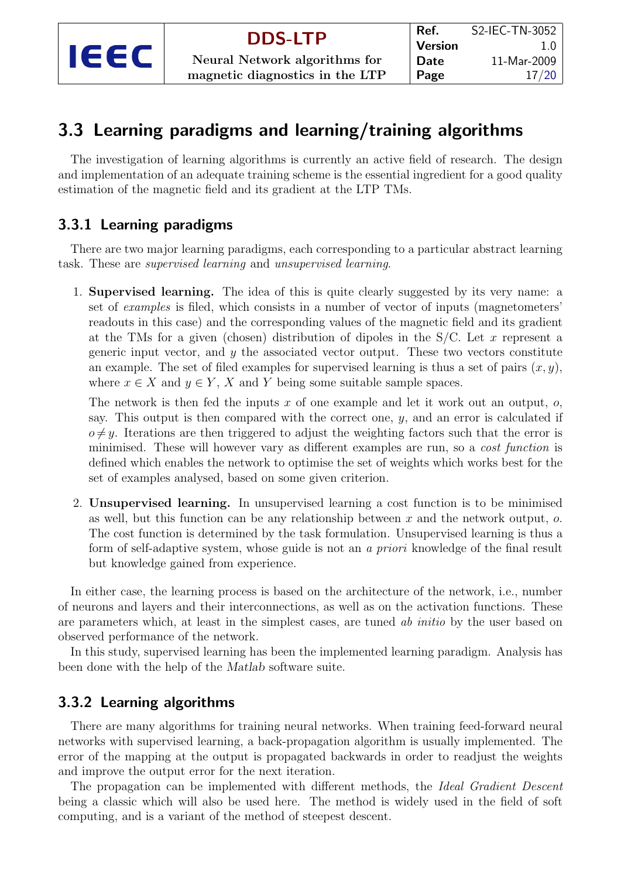## 3.3 Learning paradigms and learning/training algorithms

The investigation of learning algorithms is currently an active field of research. The design and implementation of an adequate training scheme is the essential ingredient for a good quality estimation of the magnetic field and its gradient at the LTP TMs.

### 3.3.1 Learning paradigms

There are two major learning paradigms, each corresponding to a particular abstract learning task. These are *supervised learning* and *unsupervised learning*.

1. **Supervised learning.** The idea of this is quite clearly suggested by its very name: a set of *examples* is filed, which consists in a number of vector of inputs (magnetometers' readouts in this case) and the corresponding values of the magnetic field and its gradient at the TMs for a given (chosen) distribution of dipoles in the S/C. Let $x$ represent a generic input vector, and $y$ the associated vector output. These two vectors constitute an example. The set of filed examples for supervised learning is thus a set of pairs $(x, y)$, where $x \in X$ and $y \in Y$, $X$ and $Y$ being some suitable sample spaces.

   The network is then fed the inputs $x$ of one example and let it work out an output, $o$, say. This output is then compared with the correct one, $y$, and an error is calculated if $o \neq y$. Iterations are then triggered to adjust the weighting factors such that the error is minimised. These will however vary as different examples are run, so a *cost function* is defined which enables the network to optimise the set of weights which works best for the set of examples analysed, based on some given criterion.

2. **Unsupervised learning.** In unsupervised learning a cost function is to be minimised as well, but this function can be any relationship between $x$ and the network output, $o$. The cost function is determined by the task formulation. Unsupervised learning is thus a form of self-adaptive system, whose guide is not an *a priori* knowledge of the final result but knowledge gained from experience.

In either case, the learning process is based on the architecture of the network, i.e., number of neurons and layers and their interconnections, as well as on the activation functions. These are parameters which, at least in the simplest cases, are tuned *ab initio* by the user based on observed performance of the network.

In this study, supervised learning has been the implemented learning paradigm. Analysis has been done with the help of the *Matlab* software suite.

### 3.3.2 Learning algorithms

There are many algorithms for training neural networks. When training feed-forward neural networks with supervised learning, a back-propagation algorithm is usually implemented. The error of the mapping at the output is propagated backwards in order to readjust the weights and improve the output error for the next iteration.

The propagation can be implemented with different methods, the *Ideal Gradient Descent* being a classic which will also be used here. The method is widely used in the field of soft computing, and is a variant of the method of steepest descent.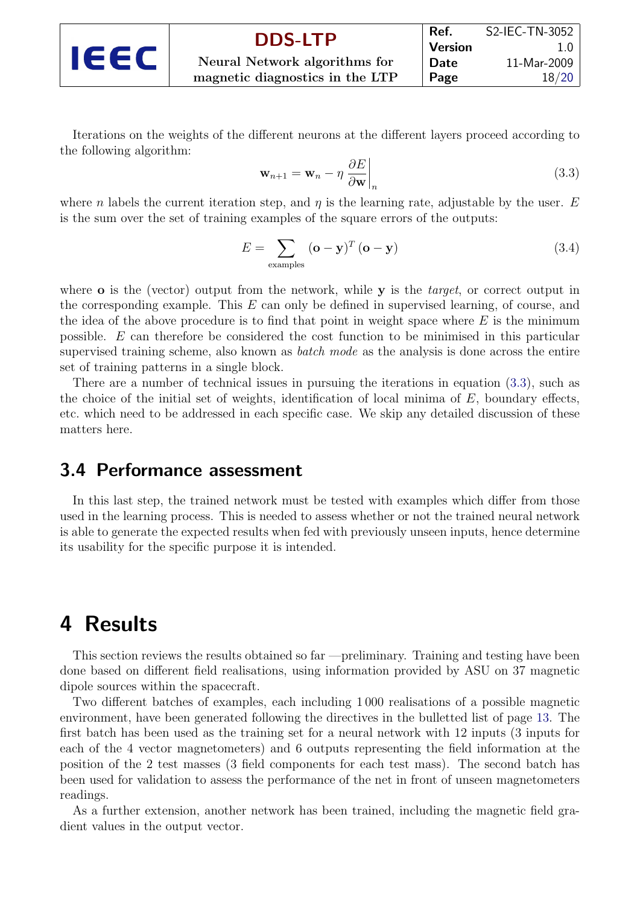Iterations on the weights of the different neurons at the different layers proceed according to the following algorithm:

$$\mathbf{w}_{n+1} = \mathbf{w}_n - \eta \left.\frac{\partial E}{\partial \mathbf{w}}\right|_n \tag{3.3}$$

where $n$ labels the current iteration step, and $\eta$ is the learning rate, adjustable by the user. $E$ is the sum over the set of training examples of the square errors of the outputs:

$$E = \sum_{\text{examples}} (\mathbf{o} - \mathbf{y})^T (\mathbf{o} - \mathbf{y}) \tag{3.4}$$

where $\mathbf{o}$ is the (vector) output from the network, while $\mathbf{y}$ is the *target*, or correct output in the corresponding example. This $E$ can only be defined in supervised learning, of course, and the idea of the above procedure is to find that point in weight space where $E$ is the minimum possible. $E$ can therefore be considered the cost function to be minimised in this particular supervised training scheme, also known as *batch mode* as the analysis is done across the entire set of training patterns in a single block.

There are a number of technical issues in pursuing the iterations in equation (3.3), such as the choice of the initial set of weights, identification of local minima of $E$, boundary effects, etc. which need to be addressed in each specific case. We skip any detailed discussion of these matters here.

## 3.4 Performance assessment

In this last step, the trained network must be tested with examples which differ from those used in the learning process. This is needed to assess whether or not the trained neural network is able to generate the expected results when fed with previously unseen inputs, hence determine its usability for the specific purpose it is intended.

# 4 Results

This section reviews the results obtained so far —preliminary. Training and testing have been done based on different field realisations, using information provided by ASU on 37 magnetic dipole sources within the spacecraft.

Two different batches of examples, each including 1 000 realisations of a possible magnetic environment, have been generated following the directives in the bulletted list of page 13. The first batch has been used as the training set for a neural network with 12 inputs (3 inputs for each of the 4 vector magnetometers) and 6 outputs representing the field information at the position of the 2 test masses (3 field components for each test mass). The second batch has been used for validation to assess the performance of the net in front of unseen magnetometers readings.

As a further extension, another network has been trained, including the magnetic field gradient values in the output vector.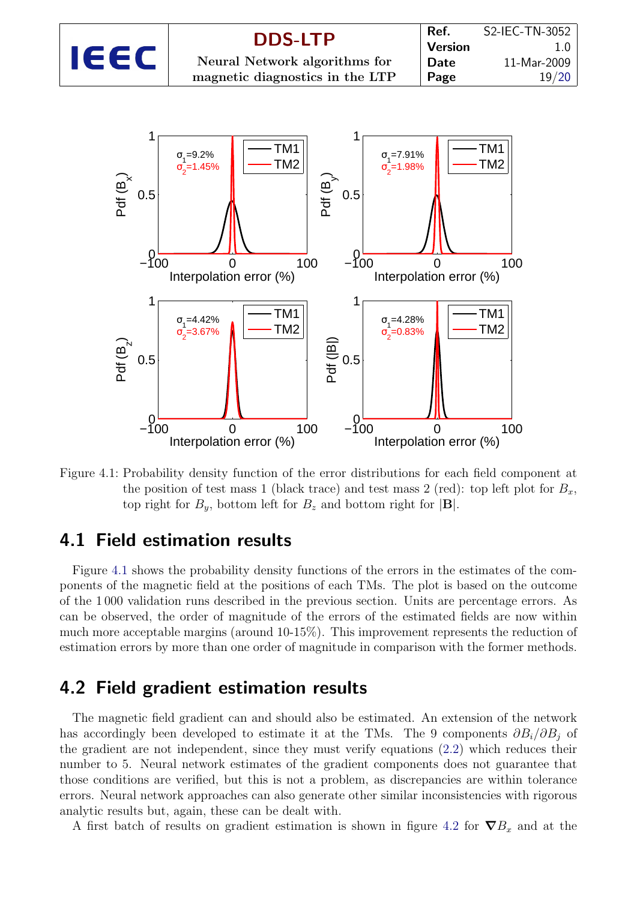Figure 4.1: Probability density function of the error distributions for each field component at the position of test mass 1 (black trace) and test mass 2 (red): top left plot for $B_x$, top right for $B_y$, bottom left for $B_z$ and bottom right for $|\mathbf{B}|$.

## 4.1 Field estimation results

Figure 4.1 shows the probability density functions of the errors in the estimates of the components of the magnetic field at the positions of each TMs. The plot is based on the outcome of the 1 000 validation runs described in the previous section. Units are percentage errors. As can be observed, the order of magnitude of the errors of the estimated fields are now within much more acceptable margins (around 10-15%). This improvement represents the reduction of estimation errors by more than one order of magnitude in comparison with the former methods.

## 4.2 Field gradient estimation results

The magnetic field gradient can and should also be estimated. An extension of the network has accordingly been developed to estimate it at the TMs. The 9 components $\partial B_i/\partial B_j$ of the gradient are not independent, since they must verify equations (2.2) which reduces their number to 5. Neural network estimates of the gradient components does not guarantee that those conditions are verified, but this is not a problem, as discrepancies are within tolerance errors. Neural network approaches can also generate other similar inconsistencies with rigorous analytic results but, again, these can be dealt with.

A first batch of results on gradient estimation is shown in figure 4.2 for $\boldsymbol{\nabla} B_x$ and at the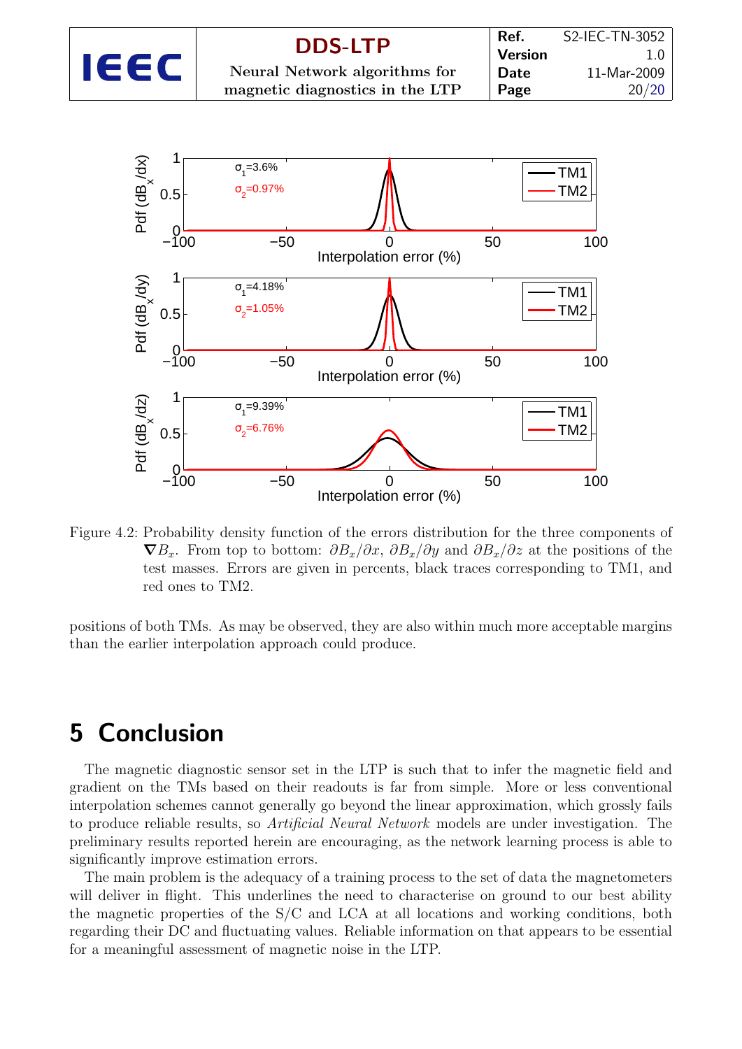Pdf (dB$_x$/dx)

1

0.5

0

−100 −50 0 50 100

Interpolation error (%)

$\sigma_1$=3.6%

$\sigma_2$=0.97%

TM1

TM2

Pdf (dB$_x$/dy)

1

0.5

0

−100 −50 0 50 100

Interpolation error (%)

$\sigma_1$=4.18%

$\sigma_2$=1.05%

TM1

TM2

Pdf (dB$_x$/dz)

1

0.5

0

−100 −50 0 50 100

Interpolation error (%)

$\sigma_1$=9.39%

$\sigma_2$=6.76%

TM1

TM2

Figure 4.2: Probability density function of the errors distribution for the three components of $\nabla B_x$. From top to bottom: $\partial B_x/\partial x$, $\partial B_x/\partial y$ and $\partial B_x/\partial z$ at the positions of the test masses. Errors are given in percents, black traces corresponding to TM1, and red ones to TM2.

positions of both TMs. As may be observed, they are also within much more acceptable margins than the earlier interpolation approach could produce.

# 5 Conclusion

The magnetic diagnostic sensor set in the LTP is such that to infer the magnetic field and gradient on the TMs based on their readouts is far from simple. More or less conventional interpolation schemes cannot generally go beyond the linear approximation, which grossly fails to produce reliable results, so *Artificial Neural Network* models are under investigation. The preliminary results reported herein are encouraging, as the network learning process is able to significantly improve estimation errors.

The main problem is the adequacy of a training process to the set of data the magnetometers will deliver in flight. This underlines the need to characterise on ground to our best ability the magnetic properties of the S/C and LCA at all locations and working conditions, both regarding their DC and fluctuating values. Reliable information on that appears to be essential for a meaningful assessment of magnetic noise in the LTP.